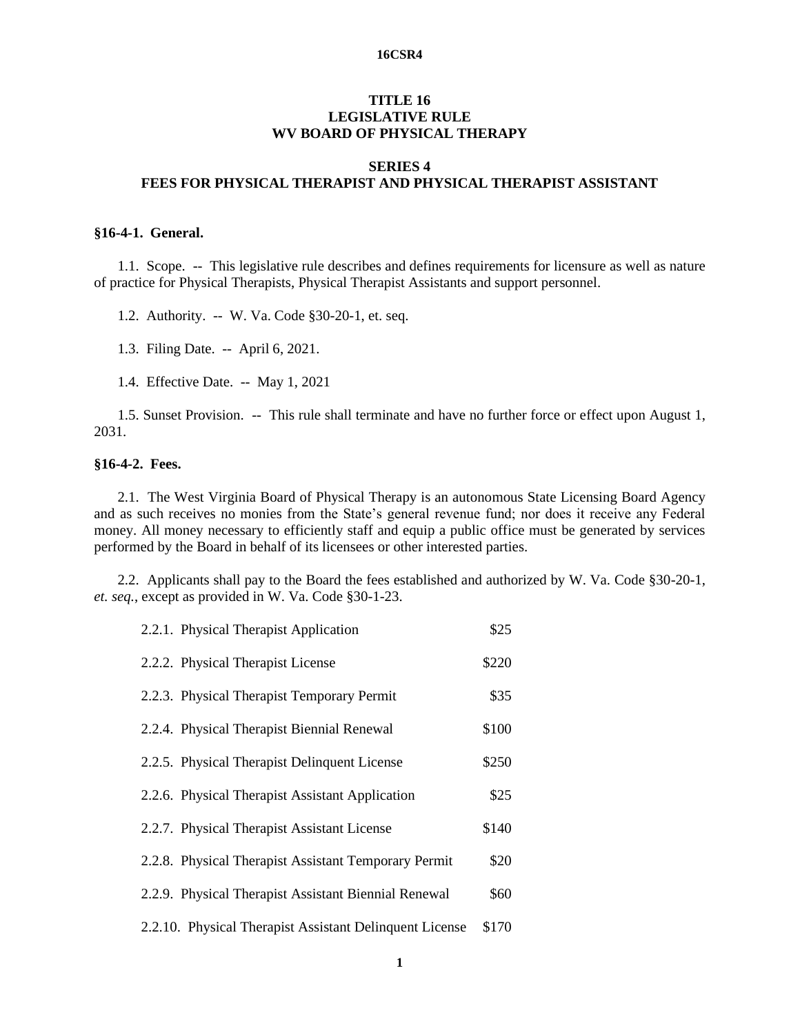**TITLE 16**
**LEGISLATIVE RULE**
**WV BOARD OF PHYSICAL THERAPY**

**SERIES 4**
**FEES FOR PHYSICAL THERAPIST AND PHYSICAL THERAPIST ASSISTANT**

### §16-4-1. General.

1.1. Scope. -- This legislative rule describes and defines requirements for licensure as well as nature of practice for Physical Therapists, Physical Therapist Assistants and support personnel.

1.2. Authority. -- W. Va. Code §30-20-1, et. seq.

1.3. Filing Date. -- April 6, 2021.

1.4. Effective Date. -- May 1, 2021

1.5. Sunset Provision. -- This rule shall terminate and have no further force or effect upon August 1, 2031.

### §16-4-2. Fees.

2.1. The West Virginia Board of Physical Therapy is an autonomous State Licensing Board Agency and as such receives no monies from the State's general revenue fund; nor does it receive any Federal money. All money necessary to efficiently staff and equip a public office must be generated by services performed by the Board in behalf of its licensees or other interested parties.

2.2. Applicants shall pay to the Board the fees established and authorized by W. Va. Code §30-20-1, *et. seq.*, except as provided in W. Va. Code §30-1-23.

| | |
|---|---|
| 2.2.1. Physical Therapist Application | \$25 |
| 2.2.2. Physical Therapist License | \$220 |
| 2.2.3. Physical Therapist Temporary Permit | \$35 |
| 2.2.4. Physical Therapist Biennial Renewal | \$100 |
| 2.2.5. Physical Therapist Delinquent License | \$250 |
| 2.2.6. Physical Therapist Assistant Application | \$25 |
| 2.2.7. Physical Therapist Assistant License | \$140 |
| 2.2.8. Physical Therapist Assistant Temporary Permit | \$20 |
| 2.2.9. Physical Therapist Assistant Biennial Renewal | \$60 |
| 2.2.10. Physical Therapist Assistant Delinquent License | \$170 |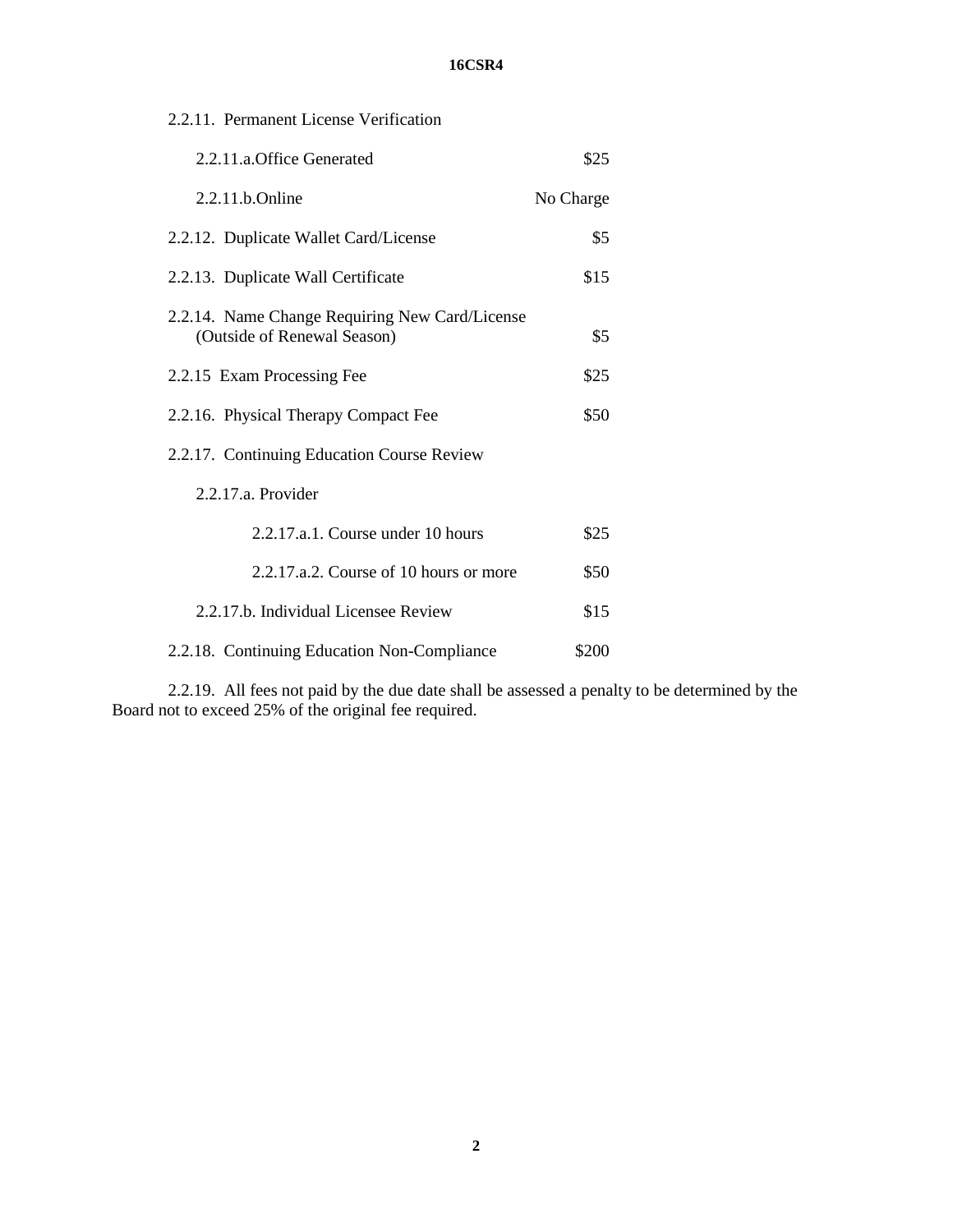| | |
|---|---|
| 2.2.11. Permanent License Verification | |
| 2.2.11.a.Office Generated | $25 |
| 2.2.11.b.Online | No Charge |
| 2.2.12. Duplicate Wallet Card/License | $5 |
| 2.2.13. Duplicate Wall Certificate | $15 |
| 2.2.14. Name Change Requiring New Card/License (Outside of Renewal Season) | $5 |
| 2.2.15 Exam Processing Fee | $25 |
| 2.2.16. Physical Therapy Compact Fee | $50 |
| 2.2.17. Continuing Education Course Review | |
| 2.2.17.a. Provider | |
| 2.2.17.a.1. Course under 10 hours | $25 |
| 2.2.17.a.2. Course of 10 hours or more | $50 |
| 2.2.17.b. Individual Licensee Review | $15 |
| 2.2.18. Continuing Education Non-Compliance | $200 |

2.2.19. All fees not paid by the due date shall be assessed a penalty to be determined by the Board not to exceed 25% of the original fee required.